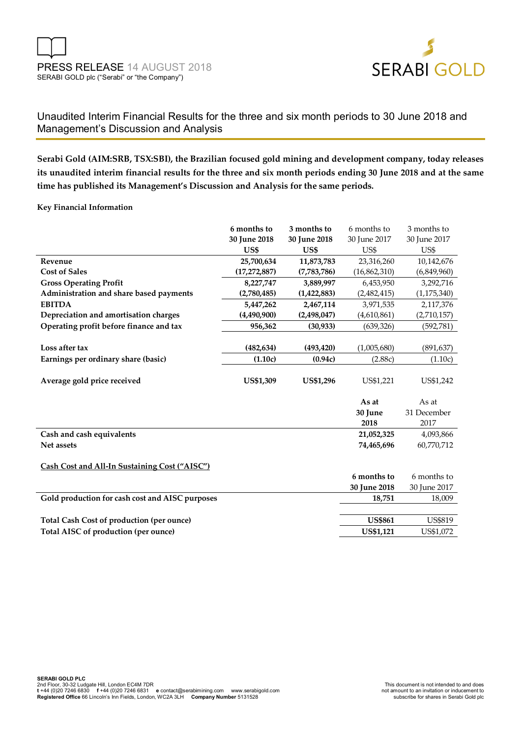PRESS RELEASE 14 AUGUST 2018

SERABI GOLD plc ("Serabi" or "the Company")

# Unaudited Interim Financial Results for the three and six month periods to 30 June 2018 and Management's Discussion and Analysis

**Serabi Gold (AIM:SRB, TSX:SBI), the Brazilian focused gold mining and development company, today releases its unaudited interim financial results for the three and six month periods ending 30 June 2018 and at the same time has published its Management's Discussion and Analysis for the same periods.**

**Key Financial Information**

| | **6 months to 30 June 2018 US$** | **3 months to 30 June 2018 US$** | 6 months to 30 June 2017 US$ | 3 months to 30 June 2017 US$ |
|---|---|---|---|---|
| **Revenue** | **25,700,634** | **11,873,783** | 23,316,260 | 10,142,676 |
| **Cost of Sales** | **(17,272,887)** | **(7,783,786)** | (16,862,310) | (6,849,960) |
| **Gross Operating Profit** | **8,227,747** | **3,889,997** | 6,453,950 | 3,292,716 |
| **Administration and share based payments** | **(2,780,485)** | **(1,422,883)** | (2,482,415) | (1,175,340) |
| **EBITDA** | **5,447,262** | **2,467,114** | 3,971,535 | 2,117,376 |
| **Depreciation and amortisation charges** | **(4,490,900)** | **(2,498,047)** | (4,610,861) | (2,710,157) |
| **Operating profit before finance and tax** | **956,362** | **(30,933)** | (639,326) | (592,781) |
| | | | | |
| **Loss after tax** | **(482,634)** | **(493,420)** | (1,005,680) | (891,637) |
| **Earnings per ordinary share (basic)** | **(1.10c)** | **(0.94c)** | (2.88c) | (1.10c) |
| | | | | |
| **Average gold price received** | **US$1,309** | **US$1,296** | US$1,221 | US$1,242 |

| | **As at 30 June 2018** | As at 31 December 2017 |
|---|---|---|
| **Cash and cash equivalents** | **21,052,325** | 4,093,866 |
| **Net assets** | **74,465,696** | 60,770,712 |

**Cash Cost and All-In Sustaining Cost ("AISC")**

| | **6 months to 30 June 2018** | 6 months to 30 June 2017 |
|---|---|---|
| **Gold production for cash cost and AISC purposes** | **18,751** | 18,009 |
| | | |
| **Total Cash Cost of production (per ounce)** | **US$861** | US$819 |
| **Total AISC of production (per ounce)** | **US$1,121** | US$1,072 |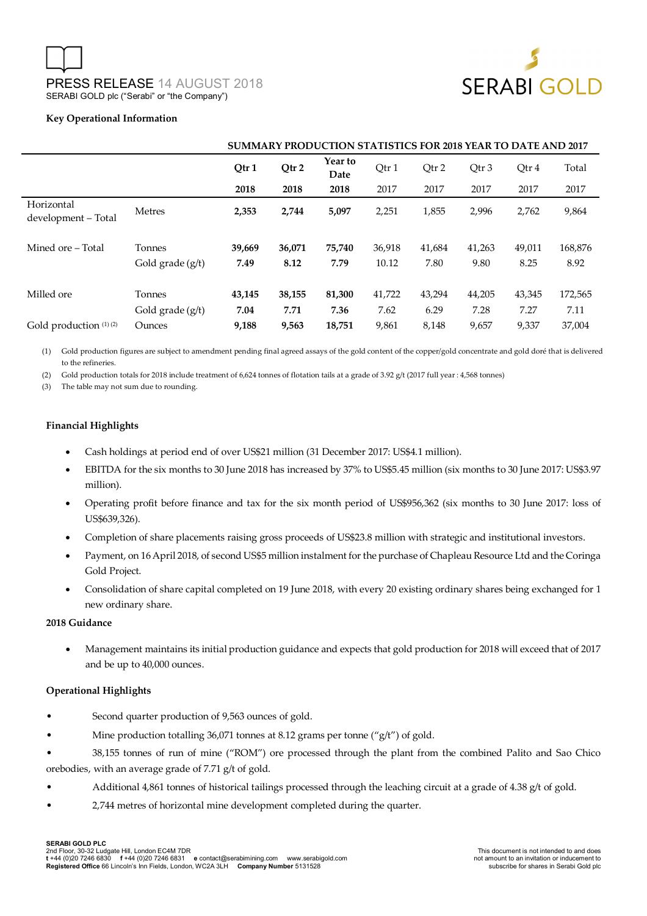### Key Operational Information

| | | SUMMARY PRODUCTION STATISTICS FOR 2018 YEAR TO DATE AND 2017 | | | | | | | |
|---|---|---|---|---|---|---|---|---|---|
| | | **Qtr 1** | **Qtr 2** | **Year to Date** | Qtr 1 | Qtr 2 | Qtr 3 | Qtr 4 | Total |
| | | **2018** | **2018** | **2018** | 2017 | 2017 | 2017 | 2017 | 2017 |
| Horizontal development – Total | Metres | **2,353** | **2,744** | **5,097** | 2,251 | 1,855 | 2,996 | 2,762 | 9,864 |
| Mined ore – Total | Tonnes | **39,669** | **36,071** | **75,740** | 36,918 | 41,684 | 41,263 | 49,011 | 168,876 |
| | Gold grade (g/t) | **7.49** | **8.12** | **7.79** | 10.12 | 7.80 | 9.80 | 8.25 | 8.92 |
| Milled ore | Tonnes | **43,145** | **38,155** | **81,300** | 41,722 | 43,294 | 44,205 | 43,345 | 172,565 |
| | Gold grade (g/t) | **7.04** | **7.71** | **7.36** | 7.62 | 6.29 | 7.28 | 7.27 | 7.11 |
| Gold production (1) (2) | Ounces | **9,188** | **9,563** | **18,751** | 9,861 | 8,148 | 9,657 | 9,337 | 37,004 |

(1) Gold production figures are subject to amendment pending final agreed assays of the gold content of the copper/gold concentrate and gold doré that is delivered to the refineries.

(2) Gold production totals for 2018 include treatment of 6,624 tonnes of flotation tails at a grade of 3.92 g/t (2017 full year : 4,568 tonnes)

(3) The table may not sum due to rounding.

### Financial Highlights

- Cash holdings at period end of over US$21 million (31 December 2017: US$4.1 million).
- EBITDA for the six months to 30 June 2018 has increased by 37% to US$5.45 million (six months to 30 June 2017: US$3.97 million).
- Operating profit before finance and tax for the six month period of US$956,362 (six months to 30 June 2017: loss of US$639,326).
- Completion of share placements raising gross proceeds of US$23.8 million with strategic and institutional investors.
- Payment, on 16 April 2018, of second US$5 million instalment for the purchase of Chapleau Resource Ltd and the Coringa Gold Project.
- Consolidation of share capital completed on 19 June 2018, with every 20 existing ordinary shares being exchanged for 1 new ordinary share.

### 2018 Guidance

- Management maintains its initial production guidance and expects that gold production for 2018 will exceed that of 2017 and be up to 40,000 ounces.

### Operational Highlights

- Second quarter production of 9,563 ounces of gold.
- Mine production totalling 36,071 tonnes at 8.12 grams per tonne ("g/t") of gold.
- 38,155 tonnes of run of mine ("ROM") ore processed through the plant from the combined Palito and Sao Chico orebodies, with an average grade of 7.71 g/t of gold.
- Additional 4,861 tonnes of historical tailings processed through the leaching circuit at a grade of 4.38 g/t of gold.
- 2,744 metres of horizontal mine development completed during the quarter.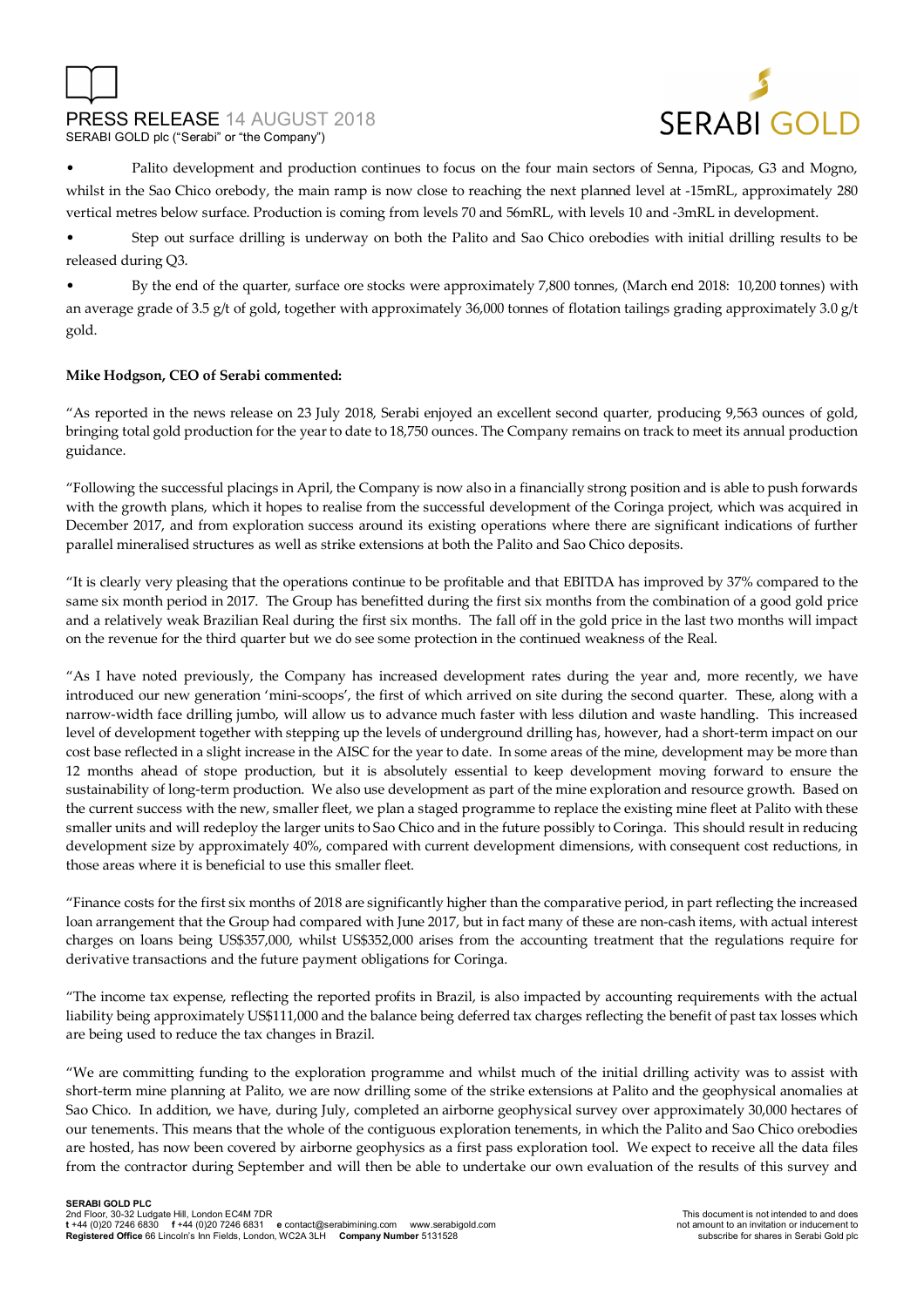- Palito development and production continues to focus on the four main sectors of Senna, Pipocas, G3 and Mogno, whilst in the Sao Chico orebody, the main ramp is now close to reaching the next planned level at -15mRL, approximately 280 vertical metres below surface. Production is coming from levels 70 and 56mRL, with levels 10 and -3mRL in development.
- Step out surface drilling is underway on both the Palito and Sao Chico orebodies with initial drilling results to be released during Q3.
- By the end of the quarter, surface ore stocks were approximately 7,800 tonnes, (March end 2018: 10,200 tonnes) with an average grade of 3.5 g/t of gold, together with approximately 36,000 tonnes of flotation tailings grading approximately 3.0 g/t gold.

**Mike Hodgson, CEO of Serabi commented:**

"As reported in the news release on 23 July 2018, Serabi enjoyed an excellent second quarter, producing 9,563 ounces of gold, bringing total gold production for the year to date to 18,750 ounces. The Company remains on track to meet its annual production guidance.

"Following the successful placings in April, the Company is now also in a financially strong position and is able to push forwards with the growth plans, which it hopes to realise from the successful development of the Coringa project, which was acquired in December 2017, and from exploration success around its existing operations where there are significant indications of further parallel mineralised structures as well as strike extensions at both the Palito and Sao Chico deposits.

"It is clearly very pleasing that the operations continue to be profitable and that EBITDA has improved by 37% compared to the same six month period in 2017. The Group has benefitted during the first six months from the combination of a good gold price and a relatively weak Brazilian Real during the first six months. The fall off in the gold price in the last two months will impact on the revenue for the third quarter but we do see some protection in the continued weakness of the Real.

"As I have noted previously, the Company has increased development rates during the year and, more recently, we have introduced our new generation 'mini-scoops', the first of which arrived on site during the second quarter. These, along with a narrow-width face drilling jumbo, will allow us to advance much faster with less dilution and waste handling. This increased level of development together with stepping up the levels of underground drilling has, however, had a short-term impact on our cost base reflected in a slight increase in the AISC for the year to date. In some areas of the mine, development may be more than 12 months ahead of stope production, but it is absolutely essential to keep development moving forward to ensure the sustainability of long-term production. We also use development as part of the mine exploration and resource growth. Based on the current success with the new, smaller fleet, we plan a staged programme to replace the existing mine fleet at Palito with these smaller units and will redeploy the larger units to Sao Chico and in the future possibly to Coringa. This should result in reducing development size by approximately 40%, compared with current development dimensions, with consequent cost reductions, in those areas where it is beneficial to use this smaller fleet.

"Finance costs for the first six months of 2018 are significantly higher than the comparative period, in part reflecting the increased loan arrangement that the Group had compared with June 2017, but in fact many of these are non-cash items, with actual interest charges on loans being US$357,000, whilst US$352,000 arises from the accounting treatment that the regulations require for derivative transactions and the future payment obligations for Coringa.

"The income tax expense, reflecting the reported profits in Brazil, is also impacted by accounting requirements with the actual liability being approximately US$111,000 and the balance being deferred tax charges reflecting the benefit of past tax losses which are being used to reduce the tax changes in Brazil.

"We are committing funding to the exploration programme and whilst much of the initial drilling activity was to assist with short-term mine planning at Palito, we are now drilling some of the strike extensions at Palito and the geophysical anomalies at Sao Chico. In addition, we have, during July, completed an airborne geophysical survey over approximately 30,000 hectares of our tenements. This means that the whole of the contiguous exploration tenements, in which the Palito and Sao Chico orebodies are hosted, has now been covered by airborne geophysics as a first pass exploration tool. We expect to receive all the data files from the contractor during September and will then be able to undertake our own evaluation of the results of this survey and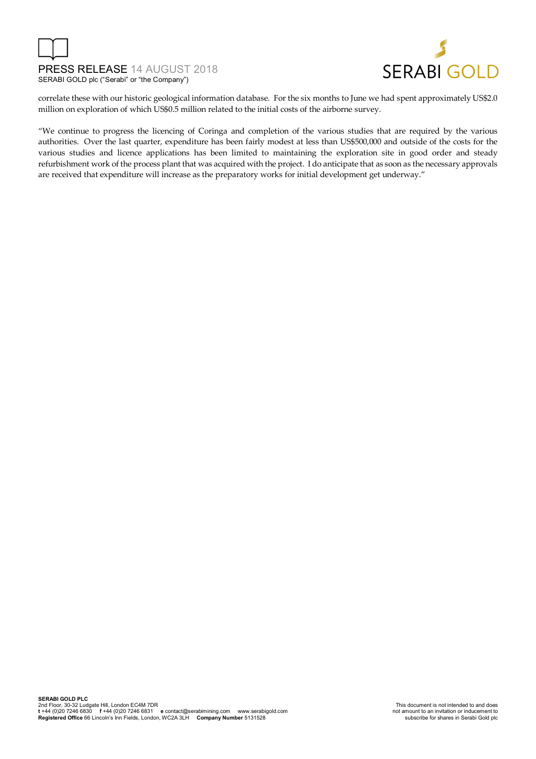correlate these with our historic geological information database. For the six months to June we had spent approximately US$2.0 million on exploration of which US$0.5 million related to the initial costs of the airborne survey.

"We continue to progress the licencing of Coringa and completion of the various studies that are required by the various authorities. Over the last quarter, expenditure has been fairly modest at less than US$500,000 and outside of the costs for the various studies and licence applications has been limited to maintaining the exploration site in good order and steady refurbishment work of the process plant that was acquired with the project. I do anticipate that as soon as the necessary approvals are received that expenditure will increase as the preparatory works for initial development get underway."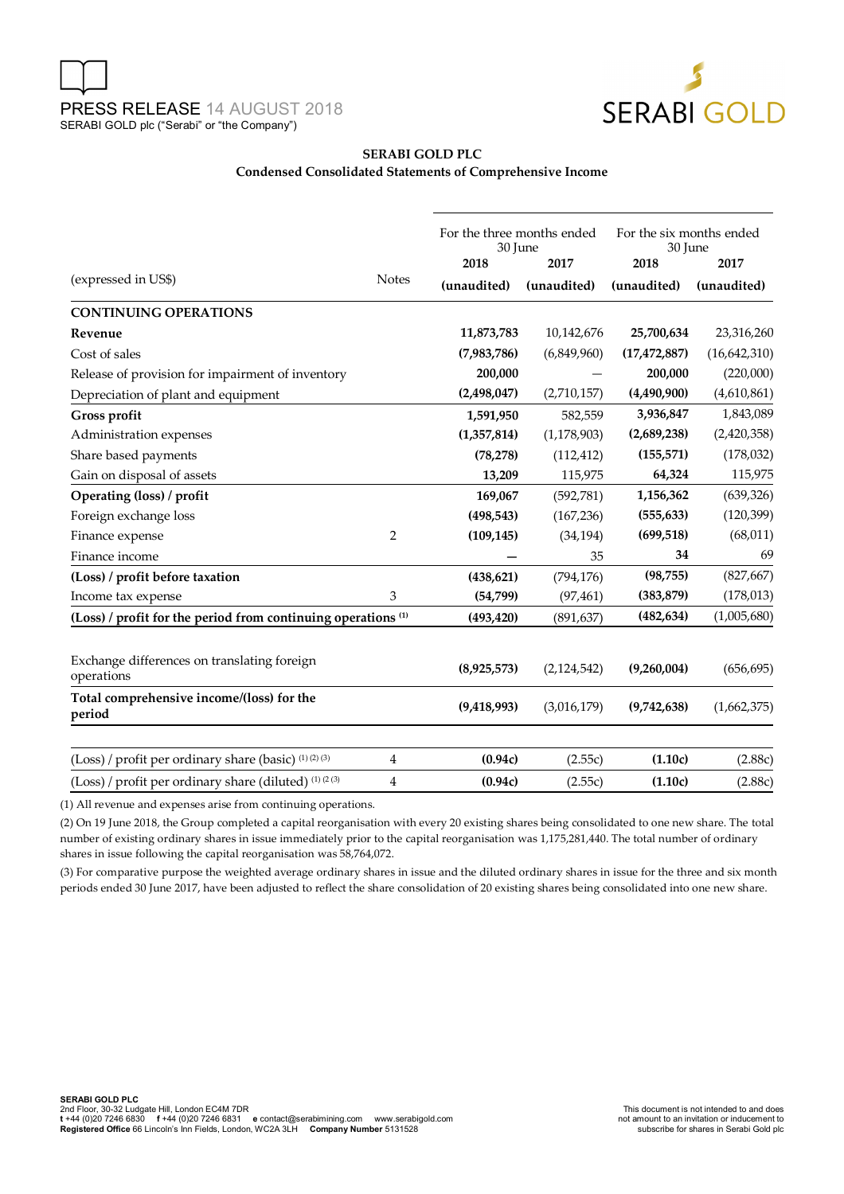PRESS RELEASE 14 AUGUST 2018
SERABI GOLD plc ("Serabi" or "the Company")

## SERABI GOLD PLC

### Condensed Consolidated Statements of Comprehensive Income

| (expressed in US$) | Notes | For the three months ended 30 June 2018 (unaudited) | For the three months ended 30 June 2017 (unaudited) | For the six months ended 30 June 2018 (unaudited) | For the six months ended 30 June 2017 (unaudited) |
|---|---|---|---|---|---|
| **CONTINUING OPERATIONS** | | | | | |
| **Revenue** | | **11,873,783** | 10,142,676 | **25,700,634** | 23,316,260 |
| Cost of sales | | **(7,983,786)** | (6,849,960) | **(17,472,887)** | (16,642,310) |
| Release of provision for impairment of inventory | | **200,000** | — | **200,000** | (220,000) |
| Depreciation of plant and equipment | | **(2,498,047)** | (2,710,157) | **(4,490,900)** | (4,610,861) |
| **Gross profit** | | **1,591,950** | 582,559 | **3,936,847** | 1,843,089 |
| Administration expenses | | **(1,357,814)** | (1,178,903) | **(2,689,238)** | (2,420,358) |
| Share based payments | | **(78,278)** | (112,412) | **(155,571)** | (178,032) |
| Gain on disposal of assets | | **13,209** | 115,975 | **64,324** | 115,975 |
| **Operating (loss) / profit** | | **169,067** | (592,781) | **1,156,362** | (639,326) |
| Foreign exchange loss | | **(498,543)** | (167,236) | **(555,633)** | (120,399) |
| Finance expense | 2 | **(109,145)** | (34,194) | **(699,518)** | (68,011) |
| Finance income | | **—** | 35 | **34** | 69 |
| **(Loss) / profit before taxation** | | **(438,621)** | (794,176) | **(98,755)** | (827,667) |
| Income tax expense | 3 | **(54,799)** | (97,461) | **(383,879)** | (178,013) |
| **(Loss) / profit for the period from continuing operations [(1)]** | | **(493,420)** | (891,637) | **(482,634)** | (1,005,680) |
| | | | | | |
| Exchange differences on translating foreign operations | | **(8,925,573)** | (2,124,542) | **(9,260,004)** | (656,695) |
| **Total comprehensive income/(loss) for the period** | | **(9,418,993)** | (3,016,179) | **(9,742,638)** | (1,662,375) |
| | | | | | |
| (Loss) / profit per ordinary share (basic) [(1) (2) (3)] | 4 | **(0.94c)** | (2.55c) | **(1.10c)** | (2.88c) |
| (Loss) / profit per ordinary share (diluted) [(1) (2 (3)] | 4 | **(0.94c)** | (2.55c) | **(1.10c)** | (2.88c) |

(1) All revenue and expenses arise from continuing operations.

(2) On 19 June 2018, the Group completed a capital reorganisation with every 20 existing shares being consolidated to one new share. The total number of existing ordinary shares in issue immediately prior to the capital reorganisation was 1,175,281,440. The total number of ordinary shares in issue following the capital reorganisation was 58,764,072.

(3) For comparative purpose the weighted average ordinary shares in issue and the diluted ordinary shares in issue for the three and six month periods ended 30 June 2017, have been adjusted to reflect the share consolidation of 20 existing shares being consolidated into one new share.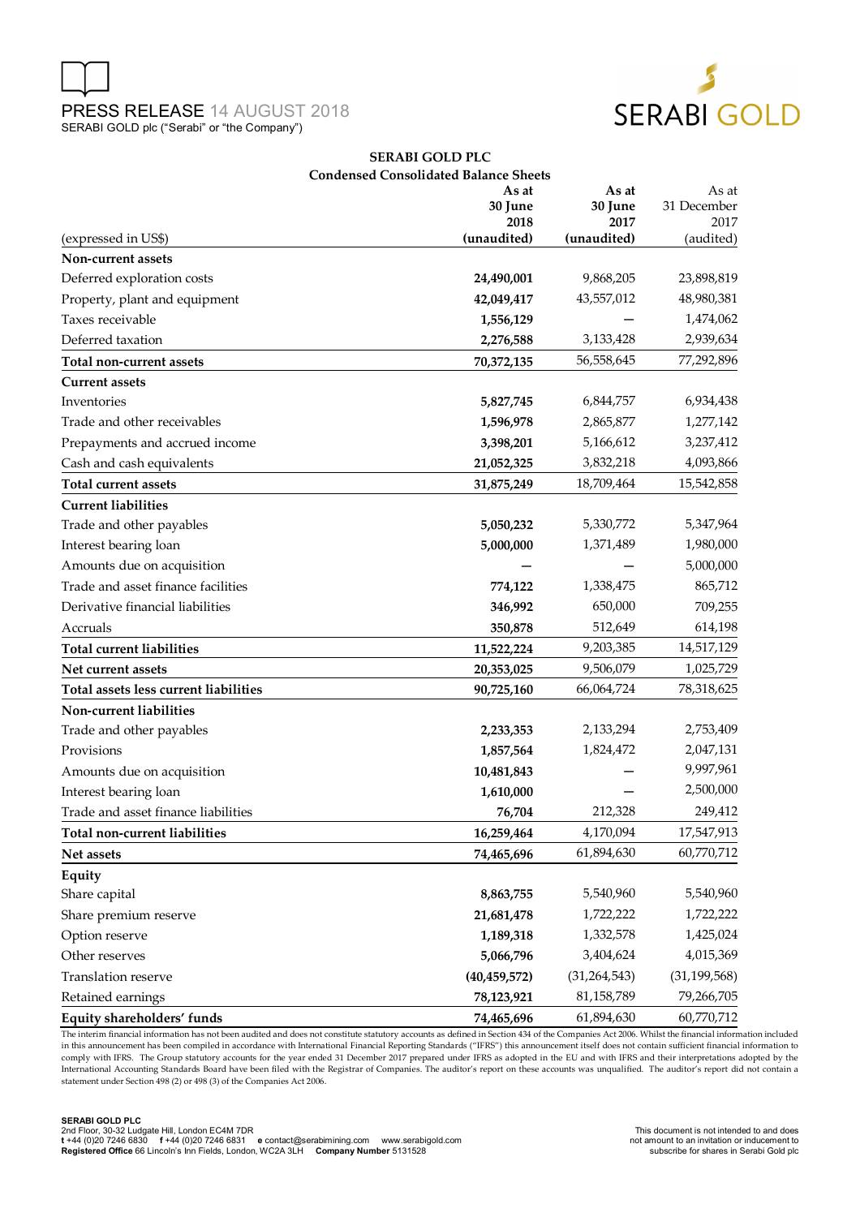## SERABI GOLD PLC

### Condensed Consolidated Balance Sheets

| (expressed in US$) | As at 30 June 2018 (unaudited) | As at 30 June 2017 (unaudited) | As at 31 December 2017 (audited) |
|---|---|---|---|
| **Non-current assets** | | | |
| Deferred exploration costs | **24,490,001** | 9,868,205 | 23,898,819 |
| Property, plant and equipment | **42,049,417** | 43,557,012 | 48,980,381 |
| Taxes receivable | **1,556,129** | — | 1,474,062 |
| Deferred taxation | **2,276,588** | 3,133,428 | 2,939,634 |
| **Total non-current assets** | **70,372,135** | 56,558,645 | 77,292,896 |
| **Current assets** | | | |
| Inventories | **5,827,745** | 6,844,757 | 6,934,438 |
| Trade and other receivables | **1,596,978** | 2,865,877 | 1,277,142 |
| Prepayments and accrued income | **3,398,201** | 5,166,612 | 3,237,412 |
| Cash and cash equivalents | **21,052,325** | 3,832,218 | 4,093,866 |
| **Total current assets** | **31,875,249** | 18,709,464 | 15,542,858 |
| **Current liabilities** | | | |
| Trade and other payables | **5,050,232** | 5,330,772 | 5,347,964 |
| Interest bearing loan | **5,000,000** | 1,371,489 | 1,980,000 |
| Amounts due on acquisition | **—** | — | 5,000,000 |
| Trade and asset finance facilities | **774,122** | 1,338,475 | 865,712 |
| Derivative financial liabilities | **346,992** | 650,000 | 709,255 |
| Accruals | **350,878** | 512,649 | 614,198 |
| **Total current liabilities** | **11,522,224** | 9,203,385 | 14,517,129 |
| **Net current assets** | **20,353,025** | 9,506,079 | 1,025,729 |
| **Total assets less current liabilities** | **90,725,160** | 66,064,724 | 78,318,625 |
| **Non-current liabilities** | | | |
| Trade and other payables | **2,233,353** | 2,133,294 | 2,753,409 |
| Provisions | **1,857,564** | 1,824,472 | 2,047,131 |
| Amounts due on acquisition | **10,481,843** | — | 9,997,961 |
| Interest bearing loan | **1,610,000** | — | 2,500,000 |
| Trade and asset finance liabilities | **76,704** | 212,328 | 249,412 |
| **Total non-current liabilities** | **16,259,464** | 4,170,094 | 17,547,913 |
| **Net assets** | **74,465,696** | 61,894,630 | 60,770,712 |
| **Equity** | | | |
| Share capital | **8,863,755** | 5,540,960 | 5,540,960 |
| Share premium reserve | **21,681,478** | 1,722,222 | 1,722,222 |
| Option reserve | **1,189,318** | 1,332,578 | 1,425,024 |
| Other reserves | **5,066,796** | 3,404,624 | 4,015,369 |
| Translation reserve | **(40,459,572)** | (31,264,543) | (31,199,568) |
| Retained earnings | **78,123,921** | 81,158,789 | 79,266,705 |
| **Equity shareholders' funds** | **74,465,696** | 61,894,630 | 60,770,712 |

The interim financial information has not been audited and does not constitute statutory accounts as defined in Section 434 of the Companies Act 2006. Whilst the financial information included in this announcement has been compiled in accordance with International Financial Reporting Standards ("IFRS") this announcement itself does not contain sufficient financial information to comply with IFRS. The Group statutory accounts for the year ended 31 December 2017 prepared under IFRS as adopted in the EU and with IFRS and their interpretations adopted by the International Accounting Standards Board have been filed with the Registrar of Companies. The auditor's report on these accounts was unqualified. The auditor's report did not contain a statement under Section 498 (2) or 498 (3) of the Companies Act 2006.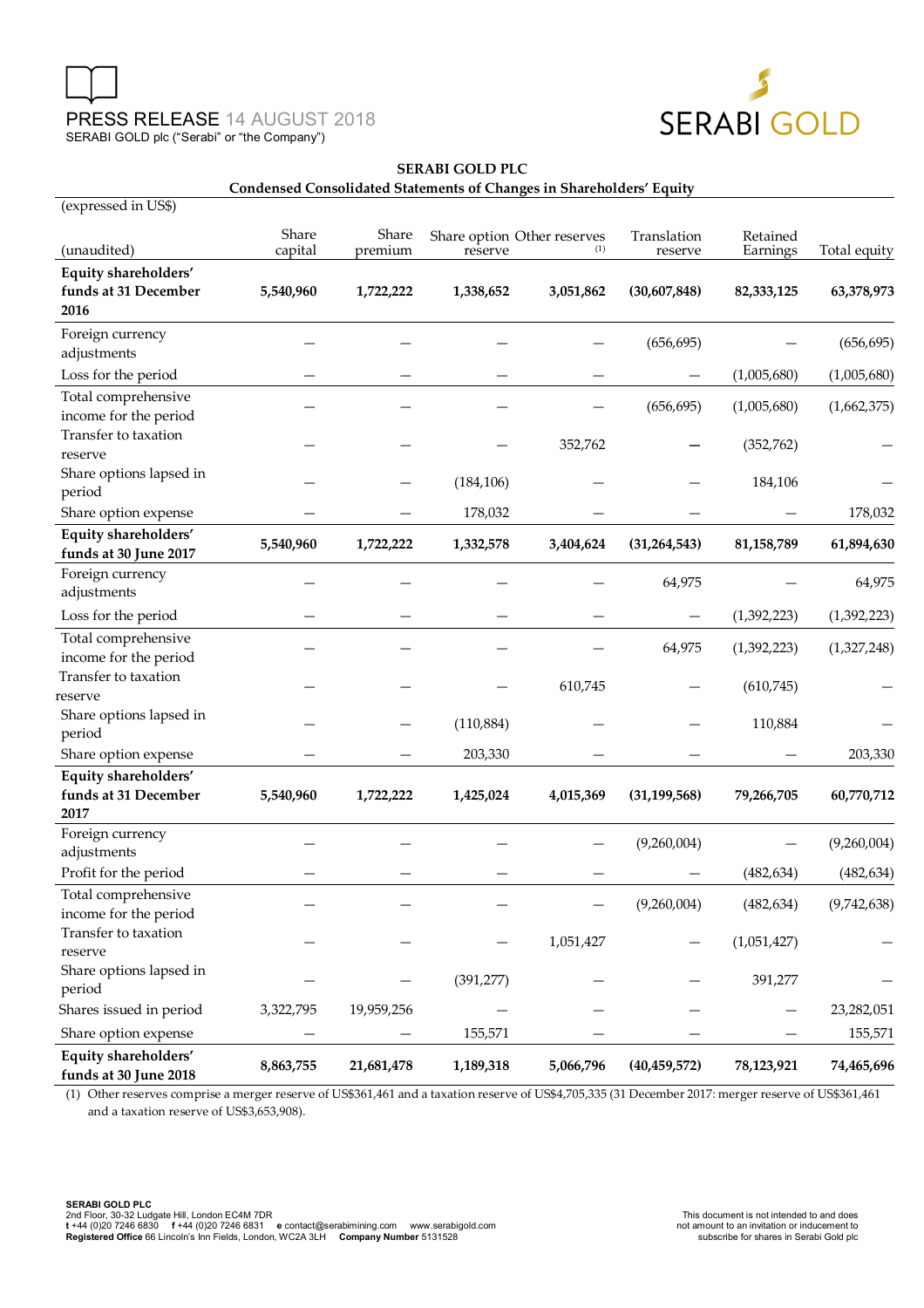PRESS RELEASE 14 AUGUST 2018
SERABI GOLD plc ("Serabi" or "the Company")

**SERABI GOLD PLC**
**Condensed Consolidated Statements of Changes in Shareholders' Equity**

(expressed in US$)

| (unaudited) | Share capital | Share premium | Share option reserve | Other reserves (1) | Translation reserve | Retained Earnings | Total equity |
|---|---|---|---|---|---|---|---|
| **Equity shareholders' funds at 31 December 2016** | **5,540,960** | **1,722,222** | **1,338,652** | **3,051,862** | **(30,607,848)** | **82,333,125** | **63,378,973** |
| Foreign currency adjustments | – | – | – | – | (656,695) | – | (656,695) |
| Loss for the period | – | – | – | – | – | (1,005,680) | (1,005,680) |
| Total comprehensive income for the period | – | – | – | – | (656,695) | (1,005,680) | (1,662,375) |
| Transfer to taxation reserve | – | – | – | 352,762 | – | (352,762) | – |
| Share options lapsed in period | – | – | (184,106) | – | – | 184,106 | – |
| Share option expense | – | – | 178,032 | – | – | – | 178,032 |
| **Equity shareholders' funds at 30 June 2017** | **5,540,960** | **1,722,222** | **1,332,578** | **3,404,624** | **(31,264,543)** | **81,158,789** | **61,894,630** |
| Foreign currency adjustments | – | – | – | – | 64,975 | – | 64,975 |
| Loss for the period | – | – | – | – | – | (1,392,223) | (1,392,223) |
| Total comprehensive income for the period | – | – | – | – | 64,975 | (1,392,223) | (1,327,248) |
| Transfer to taxation reserve | – | – | – | 610,745 | – | (610,745) | – |
| Share options lapsed in period | – | – | (110,884) | – | – | 110,884 | – |
| Share option expense | – | – | 203,330 | – | – | – | 203,330 |
| **Equity shareholders' funds at 31 December 2017** | **5,540,960** | **1,722,222** | **1,425,024** | **4,015,369** | **(31,199,568)** | **79,266,705** | **60,770,712** |
| Foreign currency adjustments | – | – | – | – | (9,260,004) | – | (9,260,004) |
| Profit for the period | – | – | – | – | – | (482,634) | (482,634) |
| Total comprehensive income for the period | – | – | – | – | (9,260,004) | (482,634) | (9,742,638) |
| Transfer to taxation reserve | – | – | – | 1,051,427 | – | (1,051,427) | – |
| Share options lapsed in period | – | – | (391,277) | – | – | 391,277 | – |
| Shares issued in period | 3,322,795 | 19,959,256 | – | – | – | – | 23,282,051 |
| Share option expense | – | – | 155,571 | – | – | – | 155,571 |
| **Equity shareholders' funds at 30 June 2018** | **8,863,755** | **21,681,478** | **1,189,318** | **5,066,796** | **(40,459,572)** | **78,123,921** | **74,465,696** |

(1) Other reserves comprise a merger reserve of US$361,461 and a taxation reserve of US$4,705,335 (31 December 2017: merger reserve of US$361,461 and a taxation reserve of US$3,653,908).

**SERABI GOLD PLC**
2nd Floor, 30-32 Ludgate Hill, London EC4M 7DR
**t** +44 (0)20 7246 6830 **f** +44 (0)20 7246 6831 **e** contact@serabimining.com www.serabigold.com
**Registered Office** 66 Lincoln's Inn Fields, London, WC2A 3LH **Company Number** 5131528

This document is not intended to and does not amount to an invitation or inducement to subscribe for shares in Serabi Gold plc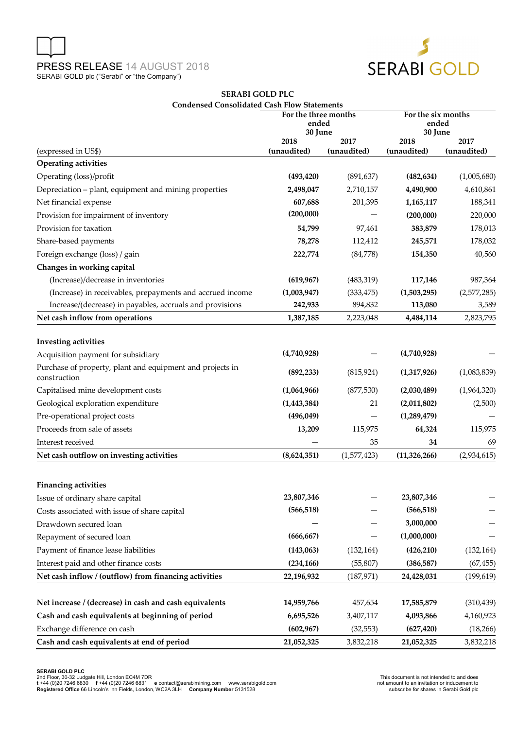**SERABI GOLD PLC**
**Condensed Consolidated Cash Flow Statements**

| (expressed in US$) | For the three months ended 30 June 2018 (unaudited) | For the three months ended 30 June 2017 (unaudited) | For the six months ended 30 June 2018 (unaudited) | For the six months ended 30 June 2017 (unaudited) |
|---|---|---|---|---|
| **Operating activities** | | | | |
| Operating (loss)/profit | **(493,420)** | (891,637) | **(482,634)** | (1,005,680) |
| Depreciation – plant, equipment and mining properties | **2,498,047** | 2,710,157 | **4,490,900** | 4,610,861 |
| Net financial expense | **607,688** | 201,395 | **1,165,117** | 188,341 |
| Provision for impairment of inventory | **(200,000)** | — | **(200,000)** | 220,000 |
| Provision for taxation | **54,799** | 97,461 | **383,879** | 178,013 |
| Share-based payments | **78,278** | 112,412 | **245,571** | 178,032 |
| Foreign exchange (loss) / gain | **222,774** | (84,778) | **154,350** | 40,560 |
| **Changes in working capital** | | | | |
| (Increase)/decrease in inventories | **(619,967)** | (483,319) | **117,146** | 987,364 |
| (Increase) in receivables, prepayments and accrued income | **(1,003,947)** | (333,475) | **(1,503,295)** | (2,577,285) |
| Increase/(decrease) in payables, accruals and provisions | **242,933** | 894,832 | **113,080** | 3,589 |
| **Net cash inflow from operations** | **1,387,185** | 2,223,048 | **4,484,114** | 2,823,795 |
| | | | | |
| **Investing activities** | | | | |
| Acquisition payment for subsidiary | **(4,740,928)** | — | **(4,740,928)** | — |
| Purchase of property, plant and equipment and projects in construction | **(892,233)** | (815,924) | **(1,317,926)** | (1,083,839) |
| Capitalised mine development costs | **(1,064,966)** | (877,530) | **(2,030,489)** | (1,964,320) |
| Geological exploration expenditure | **(1,443,384)** | 21 | **(2,011,802)** | (2,500) |
| Pre-operational project costs | **(496,049)** | — | **(1,289,479)** | — |
| Proceeds from sale of assets | **13,209** | 115,975 | **64,324** | 115,975 |
| Interest received | **—** | 35 | **34** | 69 |
| **Net cash outflow on investing activities** | **(8,624,351)** | (1,577,423) | **(11,326,266)** | (2,934,615) |
| | | | | |
| **Financing activities** | | | | |
| Issue of ordinary share capital | **23,807,346** | — | **23,807,346** | — |
| Costs associated with issue of share capital | **(566,518)** | — | **(566,518)** | — |
| Drawdown secured loan | **—** | — | **3,000,000** | — |
| Repayment of secured loan | **(666,667)** | — | **(1,000,000)** | — |
| Payment of finance lease liabilities | **(143,063)** | (132,164) | **(426,210)** | (132,164) |
| Interest paid and other finance costs | **(234,166)** | (55,807) | **(386,587)** | (67,455) |
| **Net cash inflow / (outflow) from financing activities** | **22,196,932** | (187,971) | **24,428,031** | (199,619) |
| | | | | |
| **Net increase / (decrease) in cash and cash equivalents** | **14,959,766** | 457,654 | **17,585,879** | (310,439) |
| **Cash and cash equivalents at beginning of period** | **6,695,526** | 3,407,117 | **4,093,866** | 4,160,923 |
| Exchange difference on cash | **(602,967)** | (32,553) | **(627,420)** | (18,266) |
| **Cash and cash equivalents at end of period** | **21,052,325** | 3,832,218 | **21,052,325** | 3,832,218 |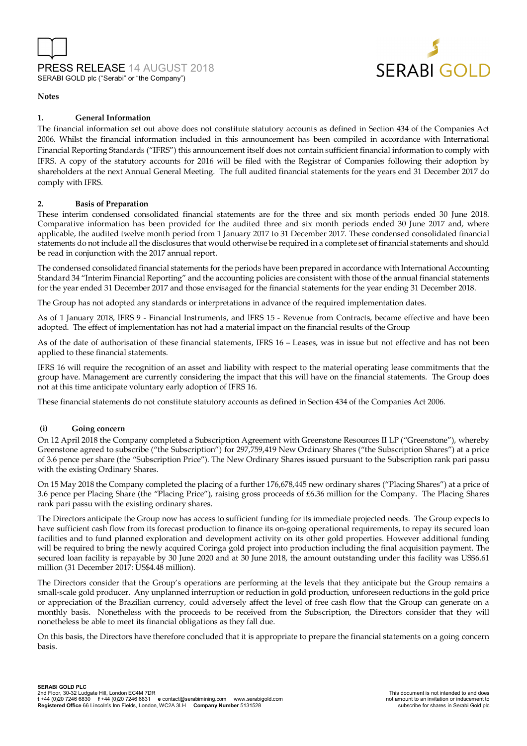**Notes**

### 1. General Information

The financial information set out above does not constitute statutory accounts as defined in Section 434 of the Companies Act 2006. Whilst the financial information included in this announcement has been compiled in accordance with International Financial Reporting Standards ("IFRS") this announcement itself does not contain sufficient financial information to comply with IFRS. A copy of the statutory accounts for 2016 will be filed with the Registrar of Companies following their adoption by shareholders at the next Annual General Meeting. The full audited financial statements for the years end 31 December 2017 do comply with IFRS.

### 2. Basis of Preparation

These interim condensed consolidated financial statements are for the three and six month periods ended 30 June 2018. Comparative information has been provided for the audited three and six month periods ended 30 June 2017 and, where applicable, the audited twelve month period from 1 January 2017 to 31 December 2017. These condensed consolidated financial statements do not include all the disclosures that would otherwise be required in a complete set of financial statements and should be read in conjunction with the 2017 annual report.

The condensed consolidated financial statements for the periods have been prepared in accordance with International Accounting Standard 34 "Interim Financial Reporting" and the accounting policies are consistent with those of the annual financial statements for the year ended 31 December 2017 and those envisaged for the financial statements for the year ending 31 December 2018.

The Group has not adopted any standards or interpretations in advance of the required implementation dates.

As of 1 January 2018, IFRS 9 - Financial Instruments, and IFRS 15 - Revenue from Contracts, became effective and have been adopted. The effect of implementation has not had a material impact on the financial results of the Group

As of the date of authorisation of these financial statements, IFRS 16 – Leases, was in issue but not effective and has not been applied to these financial statements.

IFRS 16 will require the recognition of an asset and liability with respect to the material operating lease commitments that the group have. Management are currently considering the impact that this will have on the financial statements. The Group does not at this time anticipate voluntary early adoption of IFRS 16.

These financial statements do not constitute statutory accounts as defined in Section 434 of the Companies Act 2006.

#### (i) Going concern

On 12 April 2018 the Company completed a Subscription Agreement with Greenstone Resources II LP ("Greenstone"), whereby Greenstone agreed to subscribe ("the Subscription") for 297,759,419 New Ordinary Shares ("the Subscription Shares") at a price of 3.6 pence per share (the "Subscription Price"). The New Ordinary Shares issued pursuant to the Subscription rank pari passu with the existing Ordinary Shares.

On 15 May 2018 the Company completed the placing of a further 176,678,445 new ordinary shares ("Placing Shares") at a price of 3.6 pence per Placing Share (the "Placing Price"), raising gross proceeds of £6.36 million for the Company. The Placing Shares rank pari passu with the existing ordinary shares.

The Directors anticipate the Group now has access to sufficient funding for its immediate projected needs. The Group expects to have sufficient cash flow from its forecast production to finance its on-going operational requirements, to repay its secured loan facilities and to fund planned exploration and development activity on its other gold properties. However additional funding will be required to bring the newly acquired Coringa gold project into production including the final acquisition payment. The secured loan facility is repayable by 30 June 2020 and at 30 June 2018, the amount outstanding under this facility was US$6.61 million (31 December 2017: US$4.48 million).

The Directors consider that the Group's operations are performing at the levels that they anticipate but the Group remains a small-scale gold producer. Any unplanned interruption or reduction in gold production, unforeseen reductions in the gold price or appreciation of the Brazilian currency, could adversely affect the level of free cash flow that the Group can generate on a monthly basis. Nonetheless with the proceeds to be received from the Subscription, the Directors consider that they will nonetheless be able to meet its financial obligations as they fall due.

On this basis, the Directors have therefore concluded that it is appropriate to prepare the financial statements on a going concern basis.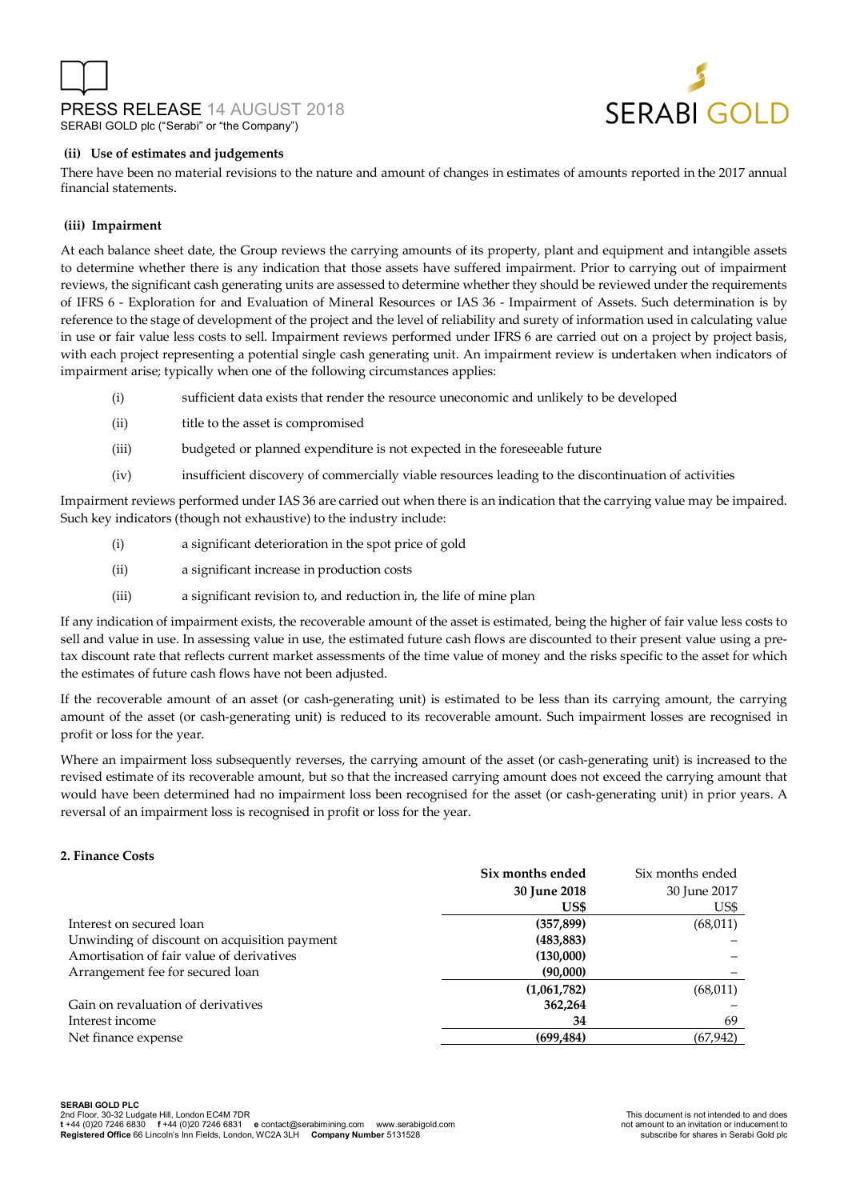**(ii) Use of estimates and judgements**

There have been no material revisions to the nature and amount of changes in estimates of amounts reported in the 2017 annual financial statements.

**(iii) Impairment**

At each balance sheet date, the Group reviews the carrying amounts of its property, plant and equipment and intangible assets to determine whether there is any indication that those assets have suffered impairment. Prior to carrying out of impairment reviews, the significant cash generating units are assessed to determine whether they should be reviewed under the requirements of IFRS 6 - Exploration for and Evaluation of Mineral Resources or IAS 36 - Impairment of Assets. Such determination is by reference to the stage of development of the project and the level of reliability and surety of information used in calculating value in use or fair value less costs to sell. Impairment reviews performed under IFRS 6 are carried out on a project by project basis, with each project representing a potential single cash generating unit. An impairment review is undertaken when indicators of impairment arise; typically when one of the following circumstances applies:

(i) sufficient data exists that render the resource uneconomic and unlikely to be developed

(ii) title to the asset is compromised

(iii) budgeted or planned expenditure is not expected in the foreseeable future

(iv) insufficient discovery of commercially viable resources leading to the discontinuation of activities

Impairment reviews performed under IAS 36 are carried out when there is an indication that the carrying value may be impaired. Such key indicators (though not exhaustive) to the industry include:

(i) a significant deterioration in the spot price of gold

(ii) a significant increase in production costs

(iii) a significant revision to, and reduction in, the life of mine plan

If any indication of impairment exists, the recoverable amount of the asset is estimated, being the higher of fair value less costs to sell and value in use. In assessing value in use, the estimated future cash flows are discounted to their present value using a pre-tax discount rate that reflects current market assessments of the time value of money and the risks specific to the asset for which the estimates of future cash flows have not been adjusted.

If the recoverable amount of an asset (or cash-generating unit) is estimated to be less than its carrying amount, the carrying amount of the asset (or cash-generating unit) is reduced to its recoverable amount. Such impairment losses are recognised in profit or loss for the year.

Where an impairment loss subsequently reverses, the carrying amount of the asset (or cash-generating unit) is increased to the revised estimate of its recoverable amount, but so that the increased carrying amount does not exceed the carrying amount that would have been determined had no impairment loss been recognised for the asset (or cash-generating unit) in prior years. A reversal of an impairment loss is recognised in profit or loss for the year.

**2. Finance Costs**

| | **Six months ended 30 June 2018 US$** | Six months ended 30 June 2017 US$ |
|---|---|---|
| Interest on secured loan | **(357,899)** | (68,011) |
| Unwinding of discount on acquisition payment | **(483,883)** | – |
| Amortisation of fair value of derivatives | **(130,000)** | – |
| Arrangement fee for secured loan | **(90,000)** | – |
| | **(1,061,782)** | (68,011) |
| Gain on revaluation of derivatives | **362,264** | – |
| Interest income | **34** | 69 |
| Net finance expense | **(699,484)** | (67,942) |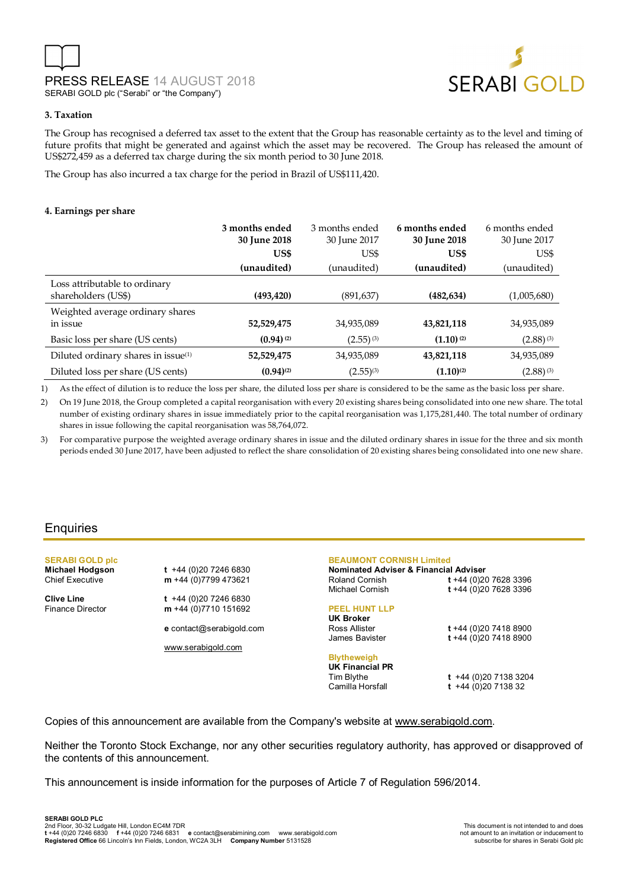### 3. Taxation

The Group has recognised a deferred tax asset to the extent that the Group has reasonable certainty as to the level and timing of future profits that might be generated and against which the asset may be recovered. The Group has released the amount of US$272,459 as a deferred tax charge during the six month period to 30 June 2018.

The Group has also incurred a tax charge for the period in Brazil of US$111,420.

### 4. Earnings per share

| | **3 months ended 30 June 2018 US$ (unaudited)** | 3 months ended 30 June 2017 US$ (unaudited) | **6 months ended 30 June 2018 US$ (unaudited)** | 6 months ended 30 June 2017 US$ (unaudited) |
|---|---|---|---|---|
| Loss attributable to ordinary shareholders (US$) | **(493,420)** | (891,637) | **(482,634)** | (1,005,680) |
| Weighted average ordinary shares in issue | **52,529,475** | 34,935,089 | **43,821,118** | 34,935,089 |
| Basic loss per share (US cents) | **(0.94)** [2] | (2.55) [3] | **(1.10)** [2] | (2.88) [3] |
| Diluted ordinary shares in issue[1] | **52,529,475** | 34,935,089 | **43,821,118** | 34,935,089 |
| Diluted loss per share (US cents) | **(0.94)**[2] | (2.55)[3] | **(1.10)**[2] | (2.88) [3] |

1) As the effect of dilution is to reduce the loss per share, the diluted loss per share is considered to be the same as the basic loss per share.

2) On 19 June 2018, the Group completed a capital reorganisation with every 20 existing shares being consolidated into one new share. The total number of existing ordinary shares in issue immediately prior to the capital reorganisation was 1,175,281,440. The total number of ordinary shares in issue following the capital reorganisation was 58,764,072.

3) For comparative purpose the weighted average ordinary shares in issue and the diluted ordinary shares in issue for the three and six month periods ended 30 June 2017, have been adjusted to reflect the share consolidation of 20 existing shares being consolidated into one new share.

## Enquiries

**SERABI GOLD plc**

**Michael Hodgson** — t +44 (0)20 7246 6830
Chief Executive — m +44 (0)7799 473621

**Clive Line** — t +44 (0)20 7246 6830
Finance Director — m +44 (0)7710 151692

e contact@serabigold.com

www.serabigold.com

**BEAUMONT CORNISH Limited**
**Nominated Adviser & Financial Adviser**
Roland Cornish — t +44 (0)20 7628 3396
Michael Cornish — t +44 (0)20 7628 3396

**PEEL HUNT LLP**
**UK Broker**
Ross Allister — t +44 (0)20 7418 8900
James Bavister — t +44 (0)20 7418 8900

**Blytheweigh**
**UK Financial PR**
Tim Blythe — t +44 (0)20 7138 3204
Camilla Horsfall — t +44 (0)20 7138 32

Copies of this announcement are available from the Company's website at www.serabigold.com.

Neither the Toronto Stock Exchange, nor any other securities regulatory authority, has approved or disapproved of the contents of this announcement.

This announcement is inside information for the purposes of Article 7 of Regulation 596/2014.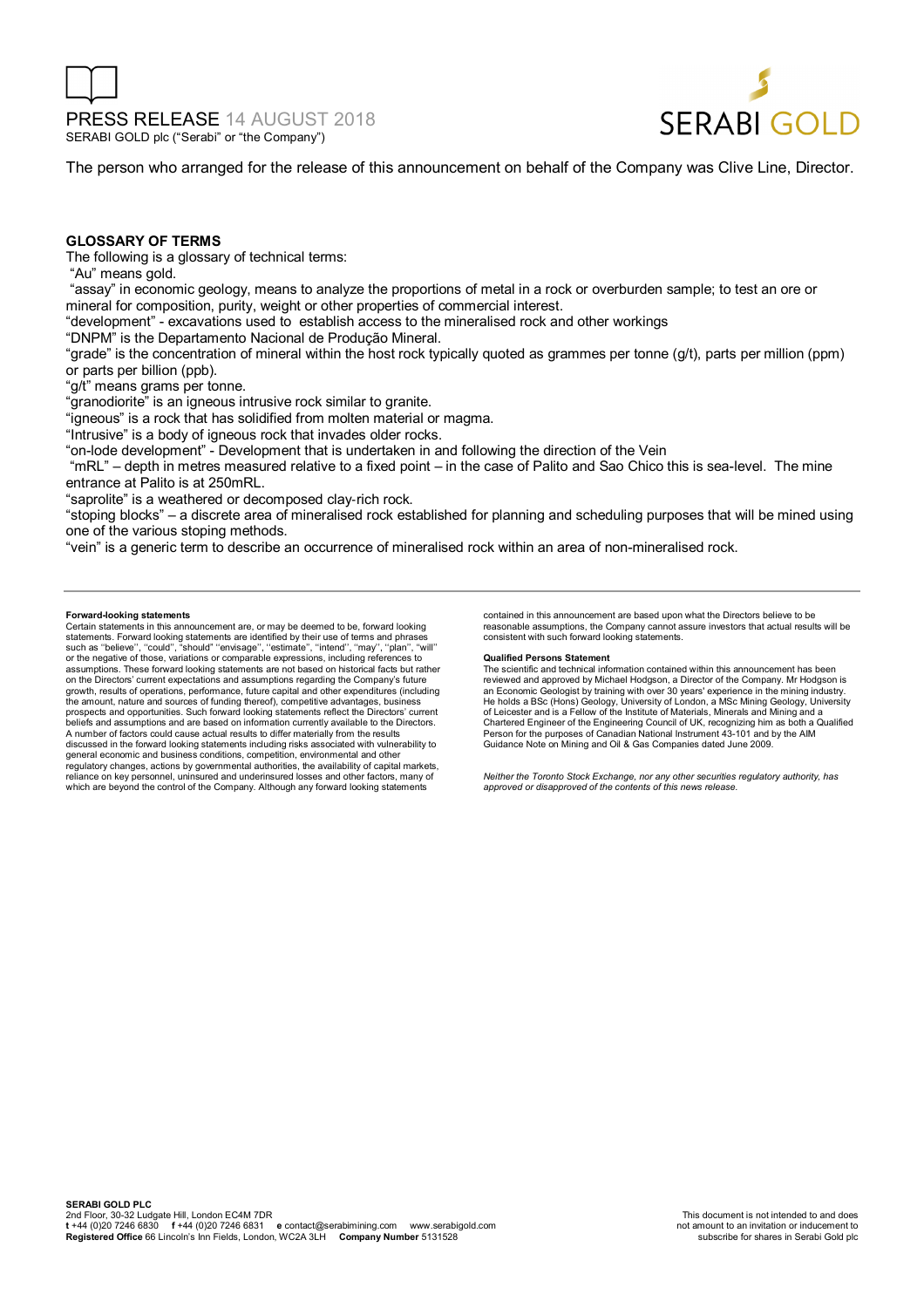The person who arranged for the release of this announcement on behalf of the Company was Clive Line, Director.

**GLOSSARY OF TERMS**

The following is a glossary of technical terms:

"Au" means gold.

"assay" in economic geology, means to analyze the proportions of metal in a rock or overburden sample; to test an ore or mineral for composition, purity, weight or other properties of commercial interest.

"development" - excavations used to establish access to the mineralised rock and other workings

"DNPM" is the Departamento Nacional de Produção Mineral.

"grade" is the concentration of mineral within the host rock typically quoted as grammes per tonne (g/t), parts per million (ppm) or parts per billion (ppb).

"g/t" means grams per tonne.

"granodiorite" is an igneous intrusive rock similar to granite.

"igneous" is a rock that has solidified from molten material or magma.

"Intrusive" is a body of igneous rock that invades older rocks.

"on-lode development" - Development that is undertaken in and following the direction of the Vein

"mRL" – depth in metres measured relative to a fixed point – in the case of Palito and Sao Chico this is sea-level. The mine entrance at Palito is at 250mRL.

"saprolite" is a weathered or decomposed clay-rich rock.

"stoping blocks" – a discrete area of mineralised rock established for planning and scheduling purposes that will be mined using one of the various stoping methods.

"vein" is a generic term to describe an occurrence of mineralised rock within an area of non-mineralised rock.

**Forward-looking statements**

Certain statements in this announcement are, or may be deemed to be, forward looking statements. Forward looking statements are identified by their use of terms and phrases such as ''believe'', ''could'', "should" ''envisage'', ''estimate'', ''intend'', ''may'', ''plan'', ''will'' or the negative of those, variations or comparable expressions, including references to assumptions. These forward looking statements are not based on historical facts but rather on the Directors' current expectations and assumptions regarding the Company's future growth, results of operations, performance, future capital and other expenditures (including the amount, nature and sources of funding thereof), competitive advantages, business prospects and opportunities. Such forward looking statements reflect the Directors' current beliefs and assumptions and are based on information currently available to the Directors. A number of factors could cause actual results to differ materially from the results discussed in the forward looking statements including risks associated with vulnerability to general economic and business conditions, competition, environmental and other regulatory changes, actions by governmental authorities, the availability of capital markets, reliance on key personnel, uninsured and underinsured losses and other factors, many of which are beyond the control of the Company. Although any forward looking statements contained in this announcement are based upon what the Directors believe to be reasonable assumptions, the Company cannot assure investors that actual results will be consistent with such forward looking statements.

**Qualified Persons Statement**

The scientific and technical information contained within this announcement has been reviewed and approved by Michael Hodgson, a Director of the Company. Mr Hodgson is an Economic Geologist by training with over 30 years' experience in the mining industry. He holds a BSc (Hons) Geology, University of London, a MSc Mining Geology, University of Leicester and is a Fellow of the Institute of Materials, Minerals and Mining and a Chartered Engineer of the Engineering Council of UK, recognizing him as both a Qualified Person for the purposes of Canadian National Instrument 43-101 and by the AIM Guidance Note on Mining and Oil & Gas Companies dated June 2009.

*Neither the Toronto Stock Exchange, nor any other securities regulatory authority, has approved or disapproved of the contents of this news release.*